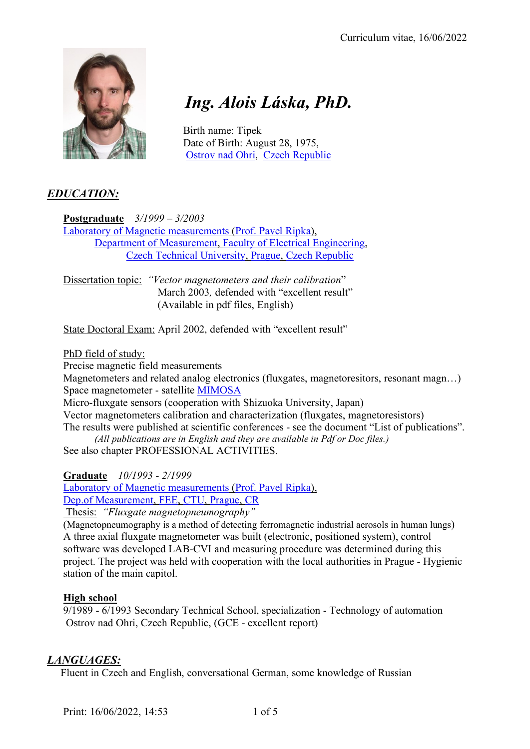Curriculum vitae, 16/06/2022

# *Ing. Alois Láska, PhD.*

Birth name: Tipek
Date of Birth: August 28, 1975,
Ostrov nad Ohri, Czech Republic

## *EDUCATION:*

**Postgraduate** *3/1999 – 3/2003*
Laboratory of Magnetic measurements (Prof. Pavel Ripka),
Department of Measurement, Faculty of Electrical Engineering,
Czech Technical University, Prague, Czech Republic

Dissertation topic: *"Vector magnetometers and their calibration"*
March 2003*,* defended with "excellent result"
(Available in pdf files, English)

State Doctoral Exam: April 2002, defended with "excellent result"

PhD field of study:
Precise magnetic field measurements
Magnetometers and related analog electronics (fluxgates, magnetoresitors, resonant magn…)
Space magnetometer - satellite MIMOSA
Micro-fluxgate sensors (cooperation with Shizuoka University, Japan)
Vector magnetometers calibration and characterization (fluxgates, magnetoresistors)
The results were published at scientific conferences - see the document "List of publications".
*(All publications are in English and they are available in Pdf or Doc files.)*
See also chapter PROFESSIONAL ACTIVITIES.

**Graduate** *10/1993 - 2/1999*
Laboratory of Magnetic measurements (Prof. Pavel Ripka),
Dep.of Measurement, FEE, CTU, Prague, CR
Thesis: *"Fluxgate magnetopneumography"*
(Magnetopneumography is a method of detecting ferromagnetic industrial aerosols in human lungs)
A three axial fluxgate magnetometer was built (electronic, positioned system), control software was developed LAB-CVI and measuring procedure was determined during this project. The project was held with cooperation with the local authorities in Prague - Hygienic station of the main capitol.

**High school**
9/1989 - 6/1993 Secondary Technical School, specialization - Technology of automation
Ostrov nad Ohri, Czech Republic, (GCE - excellent report)

## *LANGUAGES:*

Fluent in Czech and English, conversational German, some knowledge of Russian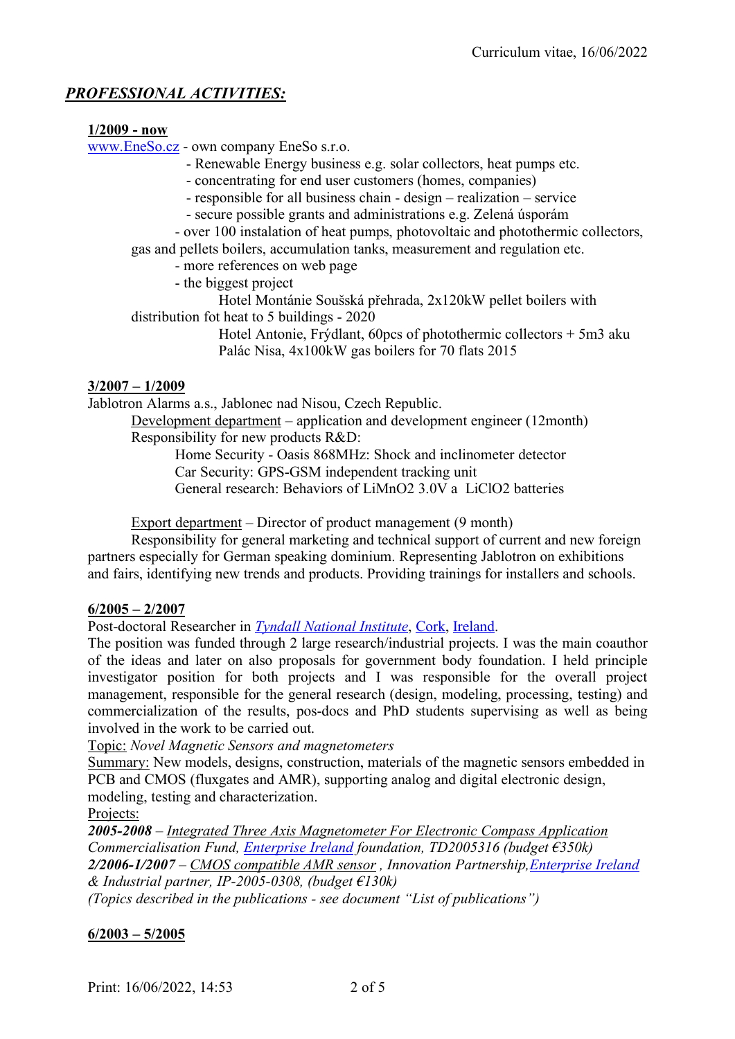## ***PROFESSIONAL ACTIVITIES:***

**1/2009 - now**

www.EneSo.cz - own company EneSo s.r.o.

- Renewable Energy business e.g. solar collectors, heat pumps etc.
- concentrating for end user customers (homes, companies)
- responsible for all business chain - design – realization – service
- secure possible grants and administrations e.g. Zelená úsporám
- over 100 instalation of heat pumps, photovoltaic and photothermic collectors, gas and pellets boilers, accumulation tanks, measurement and regulation etc.
- more references on web page
- the biggest project
  - Hotel Montánie Soušská přehrada, 2x120kW pellet boilers with distribution fot heat to 5 buildings - 2020
  - Hotel Antonie, Frýdlant, 60pcs of photothermic collectors + 5m3 aku
  - Palác Nisa, 4x100kW gas boilers for 70 flats 2015

**3/2007 – 1/2009**

Jablotron Alarms a.s., Jablonec nad Nisou, Czech Republic.

Development department – application and development engineer (12month)

Responsibility for new products R&D:

Home Security - Oasis 868MHz: Shock and inclinometer detector
Car Security: GPS-GSM independent tracking unit
General research: Behaviors of LiMnO2 3.0V a LiClO2 batteries

Export department – Director of product management (9 month)

Responsibility for general marketing and technical support of current and new foreign partners especially for German speaking dominium. Representing Jablotron on exhibitions and fairs, identifying new trends and products. Providing trainings for installers and schools.

**6/2005 – 2/2007**

Post-doctoral Researcher in *Tyndall National Institute*, Cork, Ireland.

The position was funded through 2 large research/industrial projects. I was the main coauthor of the ideas and later on also proposals for government body foundation. I held principle investigator position for both projects and I was responsible for the overall project management, responsible for the general research (design, modeling, processing, testing) and commercialization of the results, pos-docs and PhD students supervising as well as being involved in the work to be carried out.

Topic: *Novel Magnetic Sensors and magnetometers*

Summary: New models, designs, construction, materials of the magnetic sensors embedded in PCB and CMOS (fluxgates and AMR), supporting analog and digital electronic design, modeling, testing and characterization.

Projects:

***2005-2008*** *– Integrated Three Axis Magnetometer For Electronic Compass Application Commercialisation Fund, Enterprise Ireland foundation, TD2005316 (budget €350k)*

***2/2006-1/2007*** *– CMOS compatible AMR sensor , Innovation Partnership, Enterprise Ireland & Industrial partner, IP-2005-0308, (budget €130k)*

*(Topics described in the publications - see document "List of publications")*

**6/2003 – 5/2005**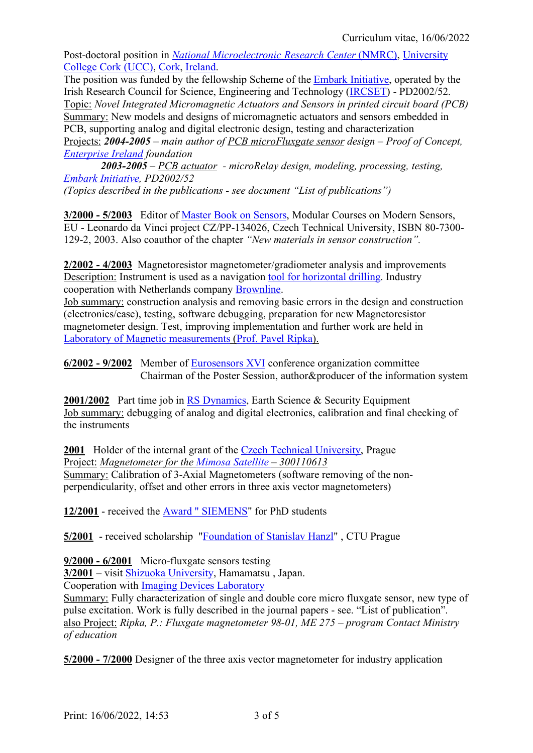Post-doctoral position in *National Microelectronic Research Center* (NMRC), University College Cork (UCC), Cork, Ireland.
The position was funded by the fellowship Scheme of the Embark Initiative, operated by the Irish Research Council for Science, Engineering and Technology (IRCSET) - PD2002/52.
Topic: *Novel Integrated Micromagnetic Actuators and Sensors in printed circuit board (PCB)*
Summary: New models and designs of micromagnetic actuators and sensors embedded in PCB, supporting analog and digital electronic design, testing and characterization
Projects: ***2004-2005*** *– main author of PCB microFluxgate sensor design – Proof of Concept, Enterprise Ireland foundation*
***2003-2005*** *– PCB actuator - microRelay design, modeling, processing, testing, Embark Initiative, PD2002/52*
*(Topics described in the publications - see document "List of publications")*

**3/2000 - 5/2003** Editor of Master Book on Sensors, Modular Courses on Modern Sensors, EU - Leonardo da Vinci project CZ/PP-134026, Czech Technical University, ISBN 80-7300-129-2, 2003. Also coauthor of the chapter *"New materials in sensor construction".*

**2/2002 - 4/2003** Magnetoresistor magnetometer/gradiometer analysis and improvements
Description: Instrument is used as a navigation tool for horizontal drilling. Industry cooperation with Netherlands company Brownline.
Job summary: construction analysis and removing basic errors in the design and construction (electronics/case), testing, software debugging, preparation for new Magnetoresistor magnetometer design. Test, improving implementation and further work are held in Laboratory of Magnetic measurements (Prof. Pavel Ripka).

**6/2002 - 9/2002** Member of Eurosensors XVI conference organization committee
Chairman of the Poster Session, author&producer of the information system

**2001/2002** Part time job in RS Dynamics, Earth Science & Security Equipment
Job summary: debugging of analog and digital electronics, calibration and final checking of the instruments

**2001** Holder of the internal grant of the Czech Technical University, Prague
Project: *Magnetometer for the Mimosa Satellite – 300110613*
Summary: Calibration of 3-Axial Magnetometers (software removing of the non-perpendicularity, offset and other errors in three axis vector magnetometers)

**12/2001** - received the Award " SIEMENS" for PhD students

**5/2001** - received scholarship "Foundation of Stanislav Hanzl" , CTU Prague

**9/2000 - 6/2001** Micro-fluxgate sensors testing
**3/2001** – visit Shizuoka University, Hamamatsu , Japan.
Cooperation with Imaging Devices Laboratory
Summary: Fully characterization of single and double core micro fluxgate sensor, new type of pulse excitation. Work is fully described in the journal papers - see. "List of publication".
also Project: *Ripka, P.: Fluxgate magnetometer 98-01, ME 275 – program Contact Ministry of education*

**5/2000 - 7/2000** Designer of the three axis vector magnetometer for industry application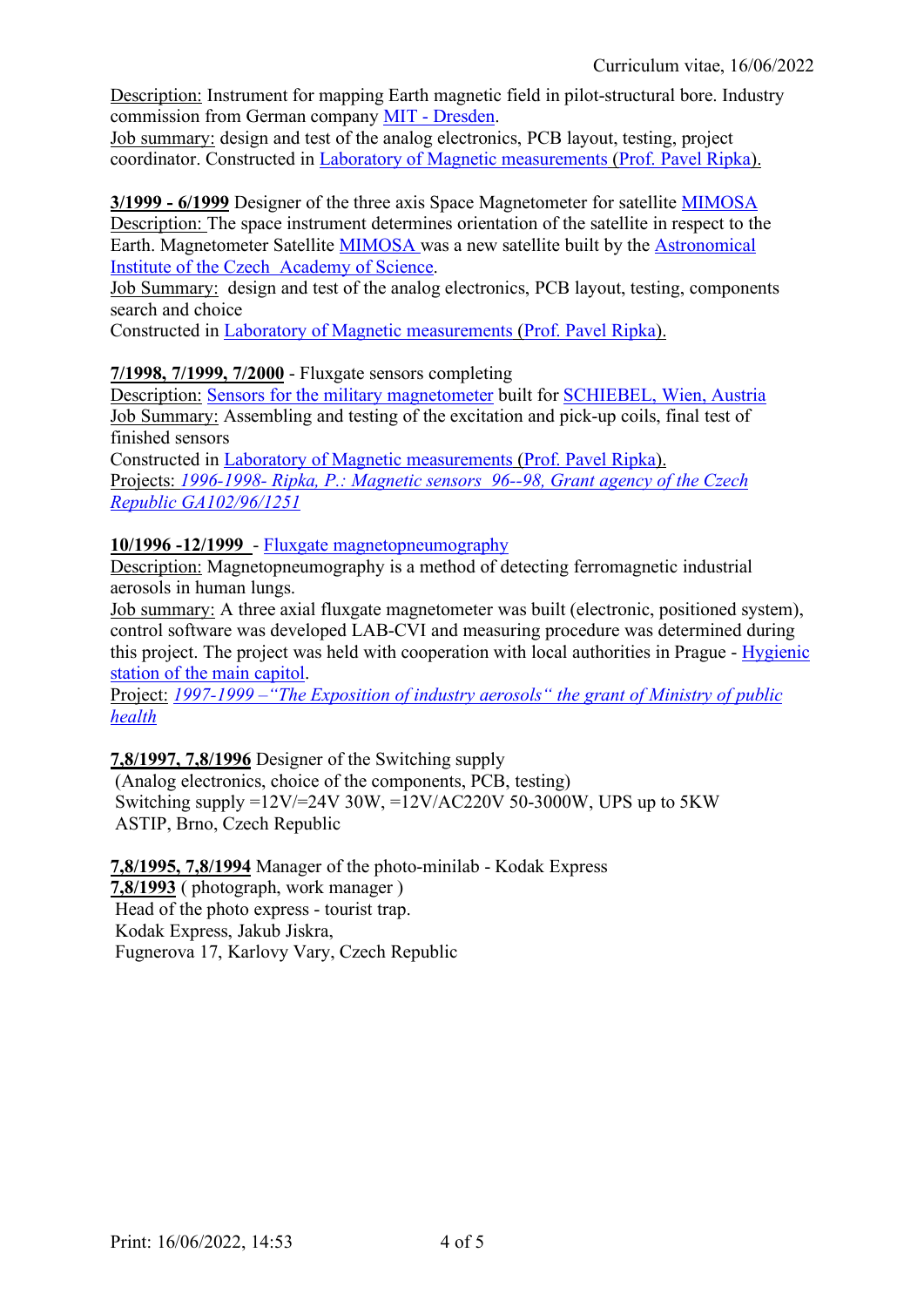Description: Instrument for mapping Earth magnetic field in pilot-structural bore. Industry commission from German company MIT - Dresden.
Job summary: design and test of the analog electronics, PCB layout, testing, project coordinator. Constructed in Laboratory of Magnetic measurements (Prof. Pavel Ripka).

**3/1999 - 6/1999** Designer of the three axis Space Magnetometer for satellite MIMOSA
Description: The space instrument determines orientation of the satellite in respect to the Earth. Magnetometer Satellite MIMOSA was a new satellite built by the Astronomical Institute of the Czech Academy of Science.
Job Summary: design and test of the analog electronics, PCB layout, testing, components search and choice
Constructed in Laboratory of Magnetic measurements (Prof. Pavel Ripka).

**7/1998, 7/1999, 7/2000** - Fluxgate sensors completing
Description: Sensors for the military magnetometer built for SCHIEBEL, Wien, Austria
Job Summary: Assembling and testing of the excitation and pick-up coils, final test of finished sensors
Constructed in Laboratory of Magnetic measurements (Prof. Pavel Ripka).
Projects: *1996-1998- Ripka, P.: Magnetic sensors 96--98, Grant agency of the Czech Republic GA102/96/1251*

**10/1996 -12/1999** - Fluxgate magnetopneumography
Description: Magnetopneumography is a method of detecting ferromagnetic industrial aerosols in human lungs.
Job summary: A three axial fluxgate magnetometer was built (electronic, positioned system), control software was developed LAB-CVI and measuring procedure was determined during this project. The project was held with cooperation with local authorities in Prague - Hygienic station of the main capitol.
Project: *1997-1999 –"The Exposition of industry aerosols" the grant of Ministry of public health*

**7,8/1997, 7,8/1996** Designer of the Switching supply
(Analog electronics, choice of the components, PCB, testing)
Switching supply =12V/=24V 30W, =12V/AC220V 50-3000W, UPS up to 5KW
ASTIP, Brno, Czech Republic

**7,8/1995, 7,8/1994** Manager of the photo-minilab - Kodak Express
**7,8/1993** ( photograph, work manager )
Head of the photo express - tourist trap.
Kodak Express, Jakub Jiskra,
Fugnerova 17, Karlovy Vary, Czech Republic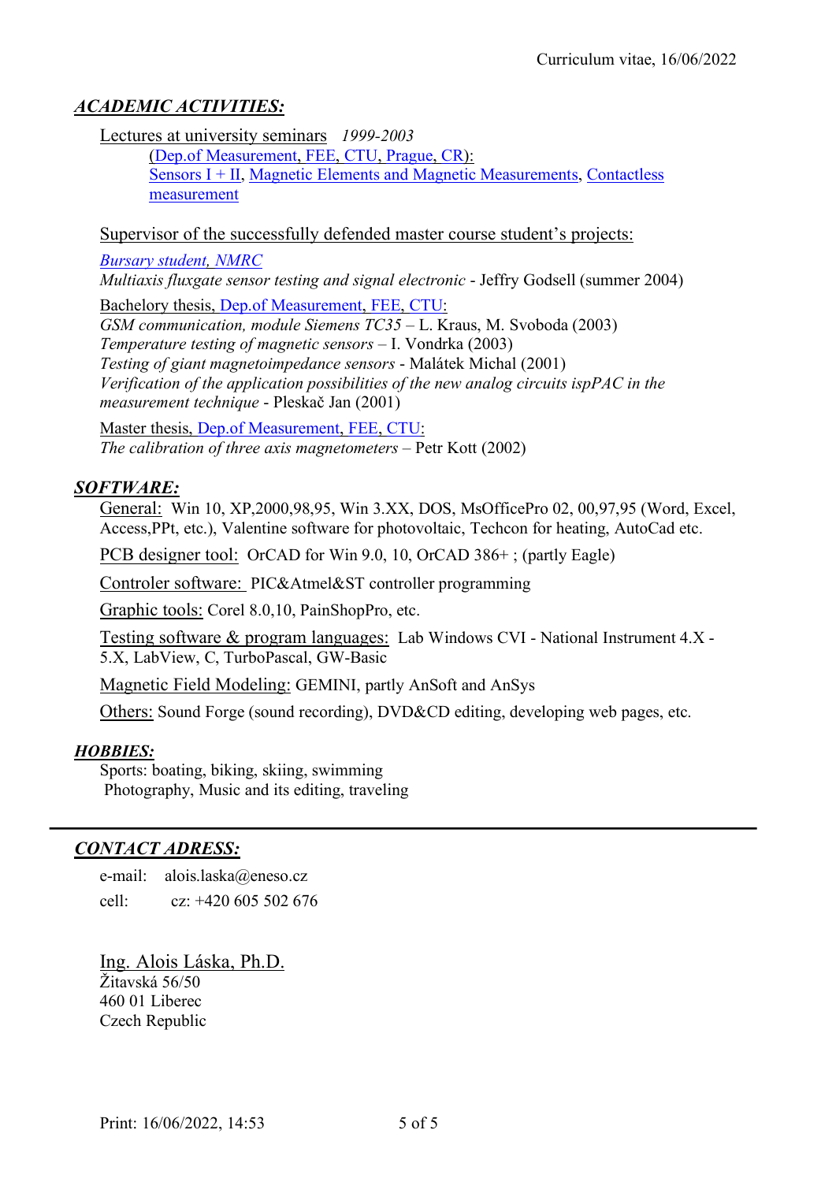## ***ACADEMIC ACTIVITIES:***

Lectures at university seminars *1999-2003*

(Dep.of Measurement, FEE, CTU, Prague, CR):
Sensors I + II, Magnetic Elements and Magnetic Measurements, Contactless measurement

Supervisor of the successfully defended master course student's projects:

*Bursary student, NMRC*
*Multiaxis fluxgate sensor testing and signal electronic* - Jeffry Godsell (summer 2004)

Bachelory thesis, Dep.of Measurement, FEE, CTU:
*GSM communication, module Siemens TC35* – L. Kraus, M. Svoboda (2003)
*Temperature testing of magnetic sensors* – I. Vondrka (2003)
*Testing of giant magnetoimpedance sensors* - Malátek Michal (2001)
*Verification of the application possibilities of the new analog circuits ispPAC in the measurement technique* - Pleskač Jan (2001)

Master thesis, Dep.of Measurement, FEE, CTU:
*The calibration of three axis magnetometers* – Petr Kott (2002)

## ***SOFTWARE:***

General: Win 10, XP,2000,98,95, Win 3.XX, DOS, MsOfficePro 02, 00,97,95 (Word, Excel, Access,PPt, etc.), Valentine software for photovoltaic, Techcon for heating, AutoCad etc.

PCB designer tool: OrCAD for Win 9.0, 10, OrCAD 386+ ; (partly Eagle)

Controler software: PIC&Atmel&ST controller programming

Graphic tools: Corel 8.0,10, PainShopPro, etc.

Testing software & program languages: Lab Windows CVI - National Instrument 4.X - 5.X, LabView, C, TurboPascal, GW-Basic

Magnetic Field Modeling: GEMINI, partly AnSoft and AnSys

Others: Sound Forge (sound recording), DVD&CD editing, developing web pages, etc.

## ***HOBBIES:***

Sports: boating, biking, skiing, swimming
Photography, Music and its editing, traveling

---

## ***CONTACT ADRESS:***

e-mail: alois.laska@eneso.cz
cell: cz: +420 605 502 676

Ing. Alois Láska, Ph.D.
Žitavská 56/50
460 01 Liberec
Czech Republic